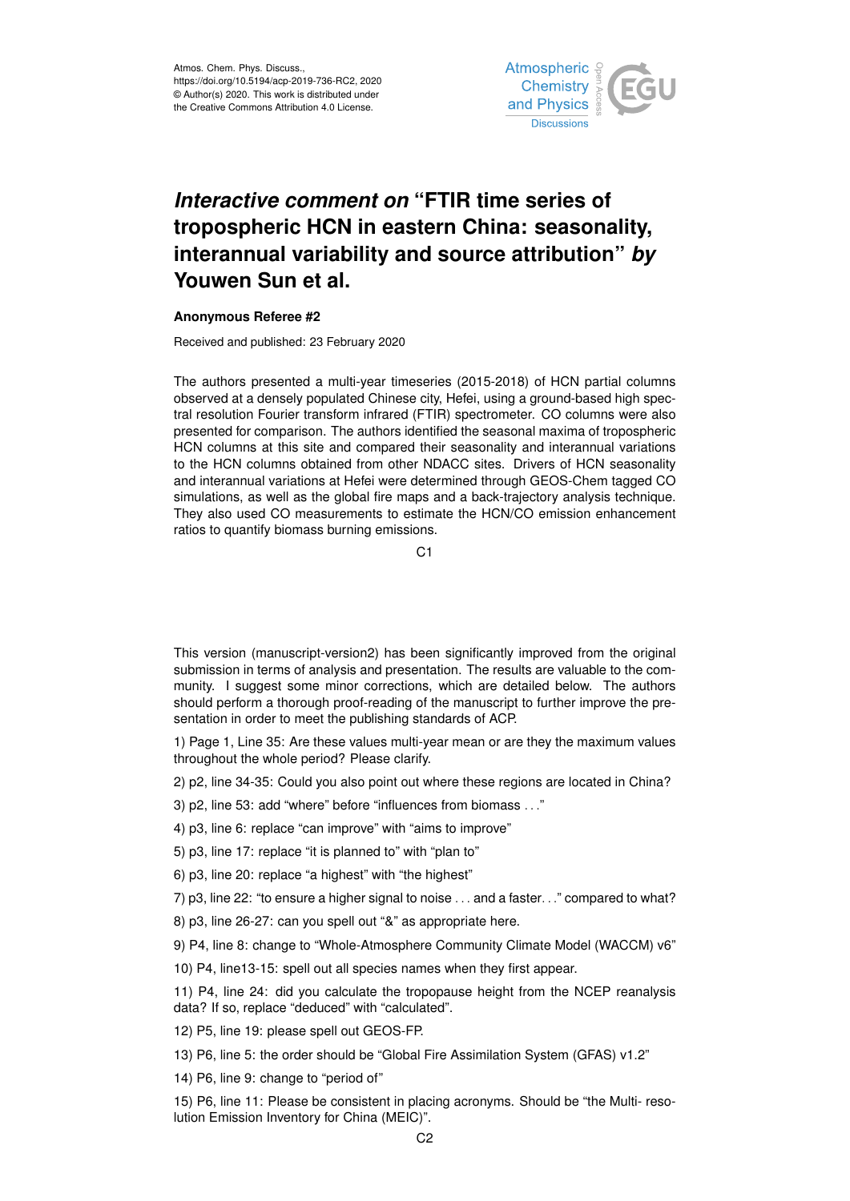# *Interactive comment on* "FTIR time series of tropospheric HCN in eastern China: seasonality, interannual variability and source attribution" *by* Youwen Sun et al.

**Anonymous Referee #2**

Received and published: 23 February 2020

The authors presented a multi-year timeseries (2015-2018) of HCN partial columns observed at a densely populated Chinese city, Hefei, using a ground-based high spectral resolution Fourier transform infrared (FTIR) spectrometer. CO columns were also presented for comparison. The authors identified the seasonal maxima of tropospheric HCN columns at this site and compared their seasonality and interannual variations to the HCN columns obtained from other NDACC sites. Drivers of HCN seasonality and interannual variations at Hefei were determined through GEOS-Chem tagged CO simulations, as well as the global fire maps and a back-trajectory analysis technique. They also used CO measurements to estimate the HCN/CO emission enhancement ratios to quantify biomass burning emissions.

This version (manuscript-version2) has been significantly improved from the original submission in terms of analysis and presentation. The results are valuable to the community. I suggest some minor corrections, which are detailed below. The authors should perform a thorough proof-reading of the manuscript to further improve the presentation in order to meet the publishing standards of ACP.

1) Page 1, Line 35: Are these values multi-year mean or are they the maximum values throughout the whole period? Please clarify.

2) p2, line 34-35: Could you also point out where these regions are located in China?

3) p2, line 53: add "where" before "influences from biomass . . ."

4) p3, line 6: replace "can improve" with "aims to improve"

5) p3, line 17: replace "it is planned to" with "plan to"

6) p3, line 20: replace "a highest" with "the highest"

7) p3, line 22: "to ensure a higher signal to noise . . . and a faster. . ." compared to what?

8) p3, line 26-27: can you spell out "&" as appropriate here.

9) P4, line 8: change to "Whole-Atmosphere Community Climate Model (WACCM) v6"

10) P4, line13-15: spell out all species names when they first appear.

11) P4, line 24: did you calculate the tropopause height from the NCEP reanalysis data? If so, replace "deduced" with "calculated".

12) P5, line 19: please spell out GEOS-FP.

13) P6, line 5: the order should be "Global Fire Assimilation System (GFAS) v1.2"

14) P6, line 9: change to "period of"

15) P6, line 11: Please be consistent in placing acronyms. Should be "the Multi- resolution Emission Inventory for China (MEIC)".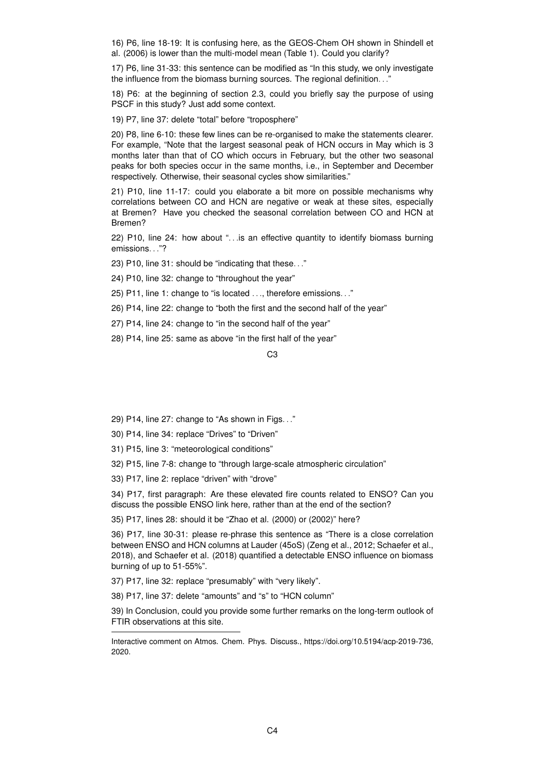16) P6, line 18-19: It is confusing here, as the GEOS-Chem OH shown in Shindell et al. (2006) is lower than the multi-model mean (Table 1). Could you clarify?

17) P6, line 31-33: this sentence can be modified as "In this study, we only investigate the influence from the biomass burning sources. The regional definition…"

18) P6: at the beginning of section 2.3, could you briefly say the purpose of using PSCF in this study? Just add some context.

19) P7, line 37: delete "total" before "troposphere"

20) P8, line 6-10: these few lines can be re-organised to make the statements clearer. For example, "Note that the largest seasonal peak of HCN occurs in May which is 3 months later than that of CO which occurs in February, but the other two seasonal peaks for both species occur in the same months, i.e., in September and December respectively. Otherwise, their seasonal cycles show similarities."

21) P10, line 11-17: could you elaborate a bit more on possible mechanisms why correlations between CO and HCN are negative or weak at these sites, especially at Bremen? Have you checked the seasonal correlation between CO and HCN at Bremen?

22) P10, line 24: how about "…is an effective quantity to identify biomass burning emissions…"?

23) P10, line 31: should be "indicating that these…"

24) P10, line 32: change to "throughout the year"

25) P11, line 1: change to "is located …, therefore emissions…"

26) P14, line 22: change to "both the first and the second half of the year"

27) P14, line 24: change to "in the second half of the year"

28) P14, line 25: same as above "in the first half of the year"

29) P14, line 27: change to "As shown in Figs…"

30) P14, line 34: replace "Drives" to "Driven"

31) P15, line 3: "meteorological conditions"

32) P15, line 7-8: change to "through large-scale atmospheric circulation"

33) P17, line 2: replace "driven" with "drove"

34) P17, first paragraph: Are these elevated fire counts related to ENSO? Can you discuss the possible ENSO link here, rather than at the end of the section?

35) P17, lines 28: should it be "Zhao et al. (2000) or (2002)" here?

36) P17, line 30-31: please re-phrase this sentence as "There is a close correlation between ENSO and HCN columns at Lauder (45oS) (Zeng et al., 2012; Schaefer et al., 2018), and Schaefer et al. (2018) quantified a detectable ENSO influence on biomass burning of up to 51-55%".

37) P17, line 32: replace "presumably" with "very likely".

38) P17, line 37: delete "amounts" and "s" to "HCN column"

39) In Conclusion, could you provide some further remarks on the long-term outlook of FTIR observations at this site.

---

Interactive comment on Atmos. Chem. Phys. Discuss., https://doi.org/10.5194/acp-2019-736, 2020.